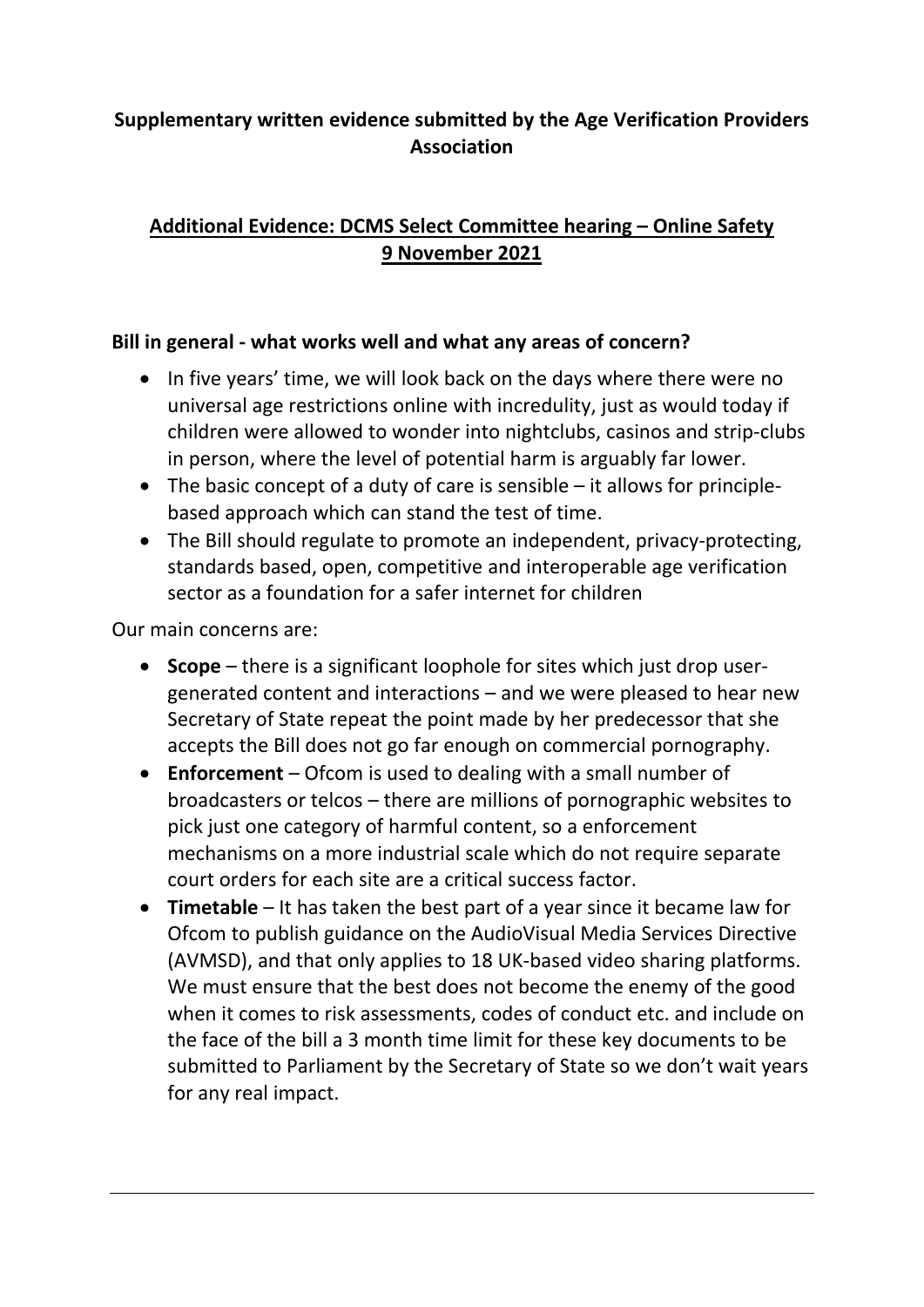**Supplementary written evidence submitted by the Age Verification Providers Association**

**Additional Evidence: DCMS Select Committee hearing – Online Safety 9 November 2021**

**Bill in general - what works well and what any areas of concern?**

- In five years' time, we will look back on the days where there were no universal age restrictions online with incredulity, just as would today if children were allowed to wonder into nightclubs, casinos and strip-clubs in person, where the level of potential harm is arguably far lower.
- The basic concept of a duty of care is sensible – it allows for principle-based approach which can stand the test of time.
- The Bill should regulate to promote an independent, privacy-protecting, standards based, open, competitive and interoperable age verification sector as a foundation for a safer internet for children

Our main concerns are:

- **Scope** – there is a significant loophole for sites which just drop user-generated content and interactions – and we were pleased to hear new Secretary of State repeat the point made by her predecessor that she accepts the Bill does not go far enough on commercial pornography.
- **Enforcement** – Ofcom is used to dealing with a small number of broadcasters or telcos – there are millions of pornographic websites to pick just one category of harmful content, so a enforcement mechanisms on a more industrial scale which do not require separate court orders for each site are a critical success factor.
- **Timetable** – It has taken the best part of a year since it became law for Ofcom to publish guidance on the AudioVisual Media Services Directive (AVMSD), and that only applies to 18 UK-based video sharing platforms. We must ensure that the best does not become the enemy of the good when it comes to risk assessments, codes of conduct etc. and include on the face of the bill a 3 month time limit for these key documents to be submitted to Parliament by the Secretary of State so we don't wait years for any real impact.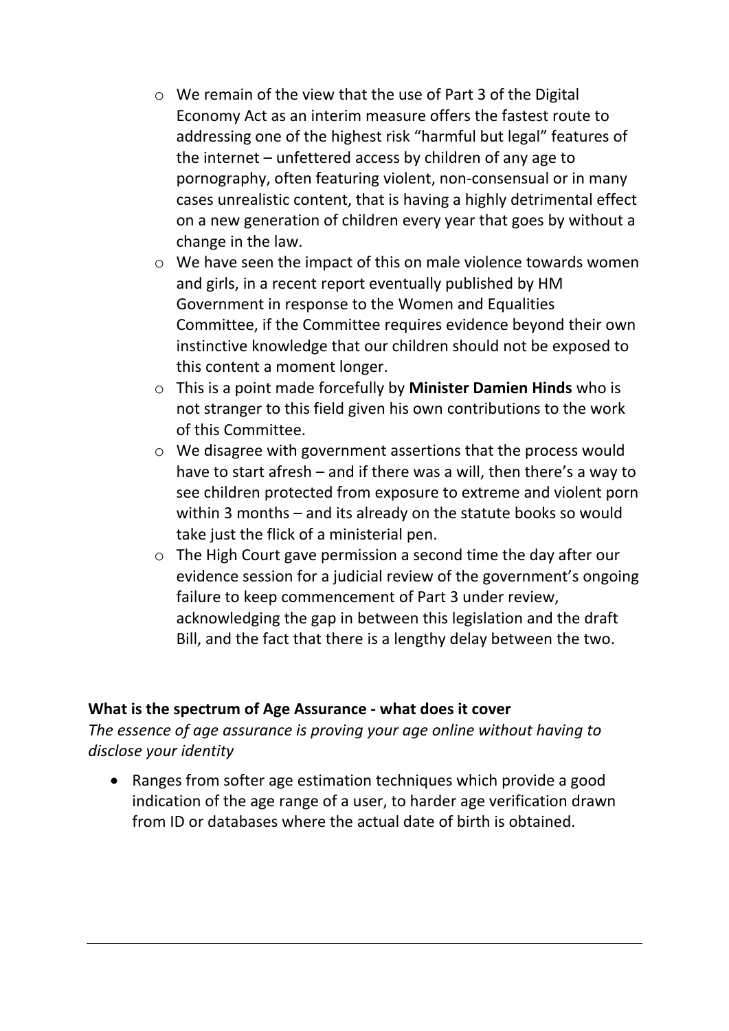- We remain of the view that the use of Part 3 of the Digital Economy Act as an interim measure offers the fastest route to addressing one of the highest risk "harmful but legal" features of the internet – unfettered access by children of any age to pornography, often featuring violent, non-consensual or in many cases unrealistic content, that is having a highly detrimental effect on a new generation of children every year that goes by without a change in the law.
- We have seen the impact of this on male violence towards women and girls, in a recent report eventually published by HM Government in response to the Women and Equalities Committee, if the Committee requires evidence beyond their own instinctive knowledge that our children should not be exposed to this content a moment longer.
- This is a point made forcefully by **Minister Damien Hinds** who is not stranger to this field given his own contributions to the work of this Committee.
- We disagree with government assertions that the process would have to start afresh – and if there was a will, then there's a way to see children protected from exposure to extreme and violent porn within 3 months – and its already on the statute books so would take just the flick of a ministerial pen.
- The High Court gave permission a second time the day after our evidence session for a judicial review of the government's ongoing failure to keep commencement of Part 3 under review, acknowledging the gap in between this legislation and the draft Bill, and the fact that there is a lengthy delay between the two.

**What is the spectrum of Age Assurance - what does it cover**

*The essence of age assurance is proving your age online without having to disclose your identity*

- Ranges from softer age estimation techniques which provide a good indication of the age range of a user, to harder age verification drawn from ID or databases where the actual date of birth is obtained.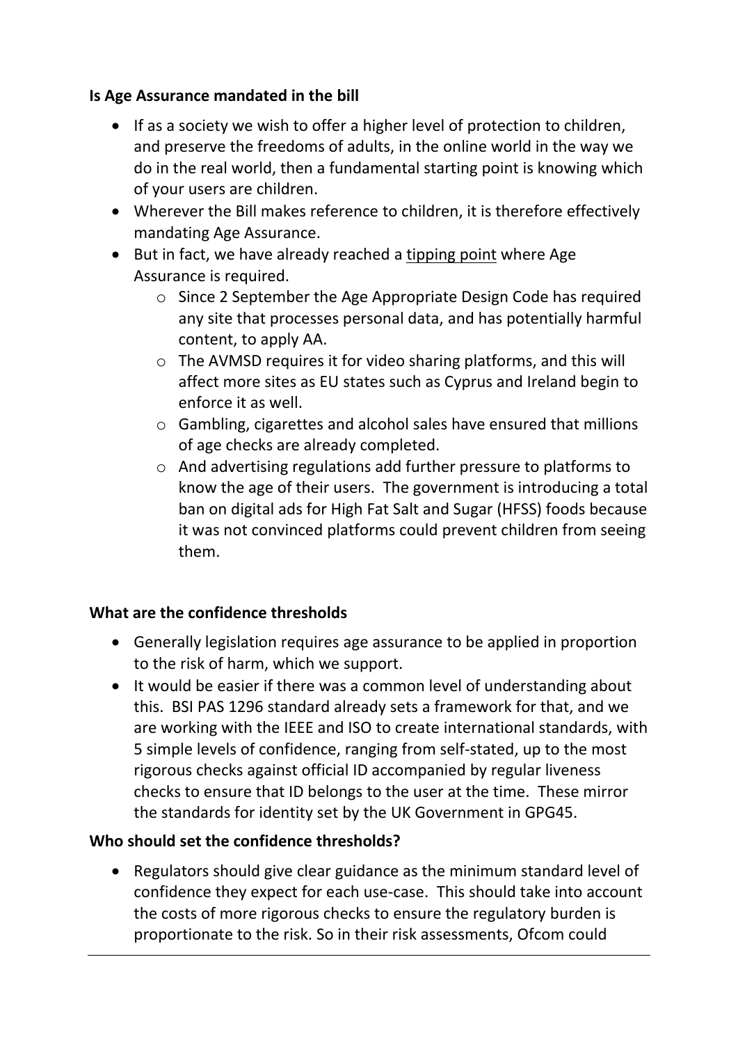**Is Age Assurance mandated in the bill**

- If as a society we wish to offer a higher level of protection to children, and preserve the freedoms of adults, in the online world in the way we do in the real world, then a fundamental starting point is knowing which of your users are children.
- Wherever the Bill makes reference to children, it is therefore effectively mandating Age Assurance.
- But in fact, we have already reached a tipping point where Age Assurance is required.
    - Since 2 September the Age Appropriate Design Code has required any site that processes personal data, and has potentially harmful content, to apply AA.
    - The AVMSD requires it for video sharing platforms, and this will affect more sites as EU states such as Cyprus and Ireland begin to enforce it as well.
    - Gambling, cigarettes and alcohol sales have ensured that millions of age checks are already completed.
    - And advertising regulations add further pressure to platforms to know the age of their users. The government is introducing a total ban on digital ads for High Fat Salt and Sugar (HFSS) foods because it was not convinced platforms could prevent children from seeing them.

**What are the confidence thresholds**

- Generally legislation requires age assurance to be applied in proportion to the risk of harm, which we support.
- It would be easier if there was a common level of understanding about this. BSI PAS 1296 standard already sets a framework for that, and we are working with the IEEE and ISO to create international standards, with 5 simple levels of confidence, ranging from self-stated, up to the most rigorous checks against official ID accompanied by regular liveness checks to ensure that ID belongs to the user at the time. These mirror the standards for identity set by the UK Government in GPG45.

**Who should set the confidence thresholds?**

- Regulators should give clear guidance as the minimum standard level of confidence they expect for each use-case. This should take into account the costs of more rigorous checks to ensure the regulatory burden is proportionate to the risk. So in their risk assessments, Ofcom could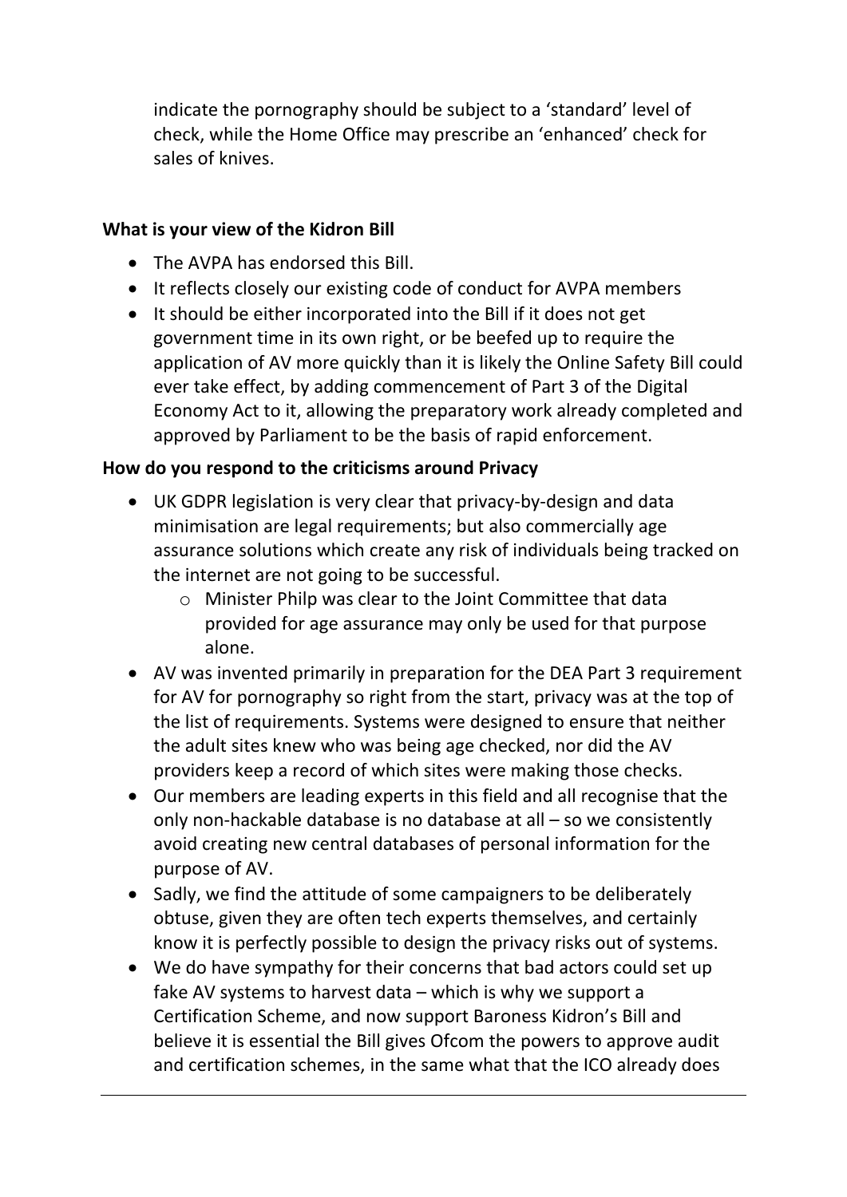indicate the pornography should be subject to a 'standard' level of check, while the Home Office may prescribe an 'enhanced' check for sales of knives.

**What is your view of the Kidron Bill**

- The AVPA has endorsed this Bill.
- It reflects closely our existing code of conduct for AVPA members
- It should be either incorporated into the Bill if it does not get government time in its own right, or be beefed up to require the application of AV more quickly than it is likely the Online Safety Bill could ever take effect, by adding commencement of Part 3 of the Digital Economy Act to it, allowing the preparatory work already completed and approved by Parliament to be the basis of rapid enforcement.

**How do you respond to the criticisms around Privacy**

- UK GDPR legislation is very clear that privacy-by-design and data minimisation are legal requirements; but also commercially age assurance solutions which create any risk of individuals being tracked on the internet are not going to be successful.
  - Minister Philp was clear to the Joint Committee that data provided for age assurance may only be used for that purpose alone.
- AV was invented primarily in preparation for the DEA Part 3 requirement for AV for pornography so right from the start, privacy was at the top of the list of requirements. Systems were designed to ensure that neither the adult sites knew who was being age checked, nor did the AV providers keep a record of which sites were making those checks.
- Our members are leading experts in this field and all recognise that the only non-hackable database is no database at all – so we consistently avoid creating new central databases of personal information for the purpose of AV.
- Sadly, we find the attitude of some campaigners to be deliberately obtuse, given they are often tech experts themselves, and certainly know it is perfectly possible to design the privacy risks out of systems.
- We do have sympathy for their concerns that bad actors could set up fake AV systems to harvest data – which is why we support a Certification Scheme, and now support Baroness Kidron's Bill and believe it is essential the Bill gives Ofcom the powers to approve audit and certification schemes, in the same what that the ICO already does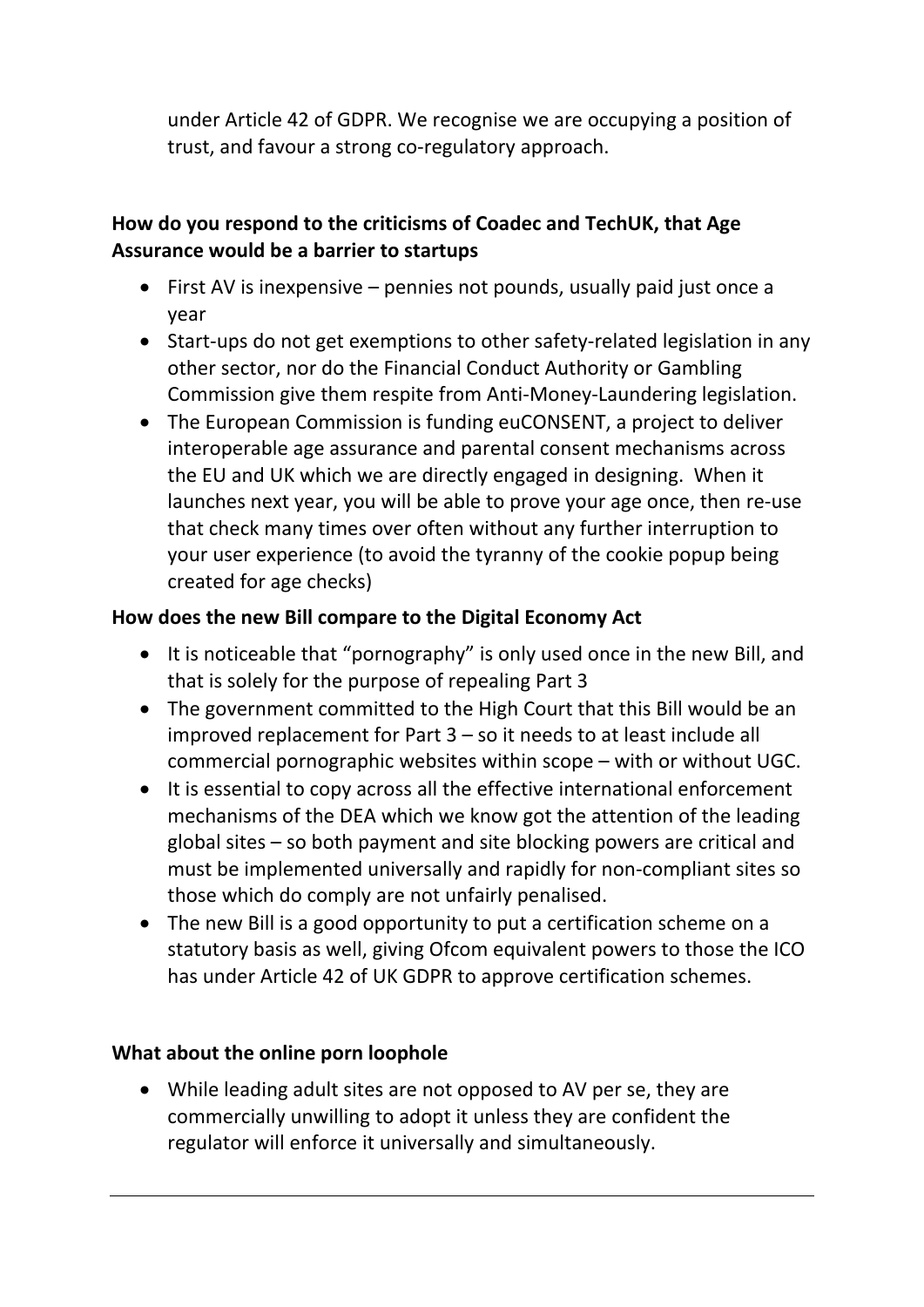under Article 42 of GDPR. We recognise we are occupying a position of trust, and favour a strong co-regulatory approach.

**How do you respond to the criticisms of Coadec and TechUK, that Age Assurance would be a barrier to startups**

- First AV is inexpensive – pennies not pounds, usually paid just once a year
- Start-ups do not get exemptions to other safety-related legislation in any other sector, nor do the Financial Conduct Authority or Gambling Commission give them respite from Anti-Money-Laundering legislation.
- The European Commission is funding euCONSENT, a project to deliver interoperable age assurance and parental consent mechanisms across the EU and UK which we are directly engaged in designing. When it launches next year, you will be able to prove your age once, then re-use that check many times over often without any further interruption to your user experience (to avoid the tyranny of the cookie popup being created for age checks)

**How does the new Bill compare to the Digital Economy Act**

- It is noticeable that "pornography" is only used once in the new Bill, and that is solely for the purpose of repealing Part 3
- The government committed to the High Court that this Bill would be an improved replacement for Part 3 – so it needs to at least include all commercial pornographic websites within scope – with or without UGC.
- It is essential to copy across all the effective international enforcement mechanisms of the DEA which we know got the attention of the leading global sites – so both payment and site blocking powers are critical and must be implemented universally and rapidly for non-compliant sites so those which do comply are not unfairly penalised.
- The new Bill is a good opportunity to put a certification scheme on a statutory basis as well, giving Ofcom equivalent powers to those the ICO has under Article 42 of UK GDPR to approve certification schemes.

**What about the online porn loophole**

- While leading adult sites are not opposed to AV per se, they are commercially unwilling to adopt it unless they are confident the regulator will enforce it universally and simultaneously.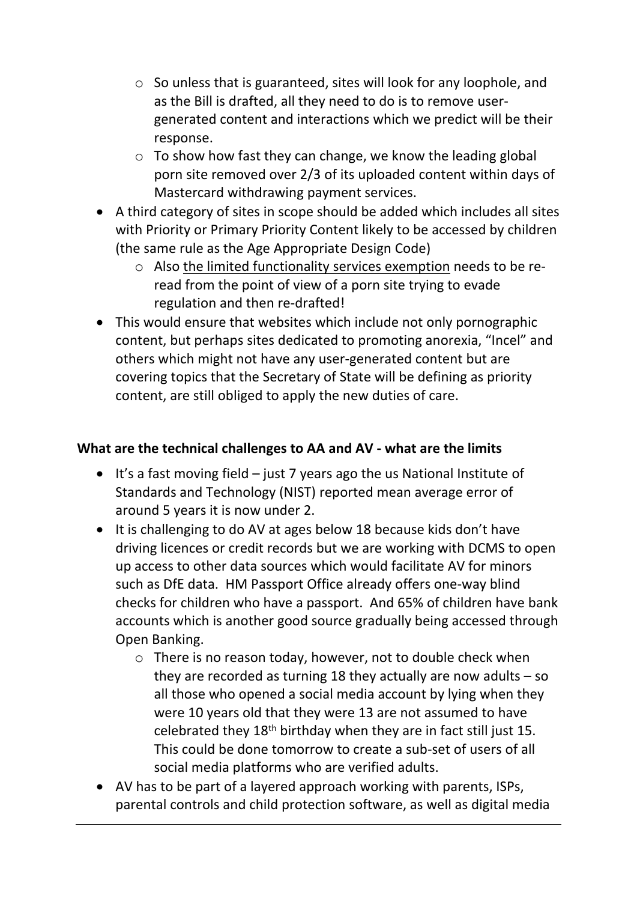- So unless that is guaranteed, sites will look for any loophole, and as the Bill is drafted, all they need to do is to remove user-generated content and interactions which we predict will be their response.
  - To show how fast they can change, we know the leading global porn site removed over 2/3 of its uploaded content within days of Mastercard withdrawing payment services.
- A third category of sites in scope should be added which includes all sites with Priority or Primary Priority Content likely to be accessed by children (the same rule as the Age Appropriate Design Code)
  - Also the limited functionality services exemption needs to be re-read from the point of view of a porn site trying to evade regulation and then re-drafted!
- This would ensure that websites which include not only pornographic content, but perhaps sites dedicated to promoting anorexia, "Incel" and others which might not have any user-generated content but are covering topics that the Secretary of State will be defining as priority content, are still obliged to apply the new duties of care.

**What are the technical challenges to AA and AV - what are the limits**

- It's a fast moving field – just 7 years ago the us National Institute of Standards and Technology (NIST) reported mean average error of around 5 years it is now under 2.
- It is challenging to do AV at ages below 18 because kids don't have driving licences or credit records but we are working with DCMS to open up access to other data sources which would facilitate AV for minors such as DfE data. HM Passport Office already offers one-way blind checks for children who have a passport. And 65% of children have bank accounts which is another good source gradually being accessed through Open Banking.
  - There is no reason today, however, not to double check when they are recorded as turning 18 they actually are now adults – so all those who opened a social media account by lying when they were 10 years old that they were 13 are not assumed to have celebrated they 18th birthday when they are in fact still just 15. This could be done tomorrow to create a sub-set of users of all social media platforms who are verified adults.
- AV has to be part of a layered approach working with parents, ISPs, parental controls and child protection software, as well as digital media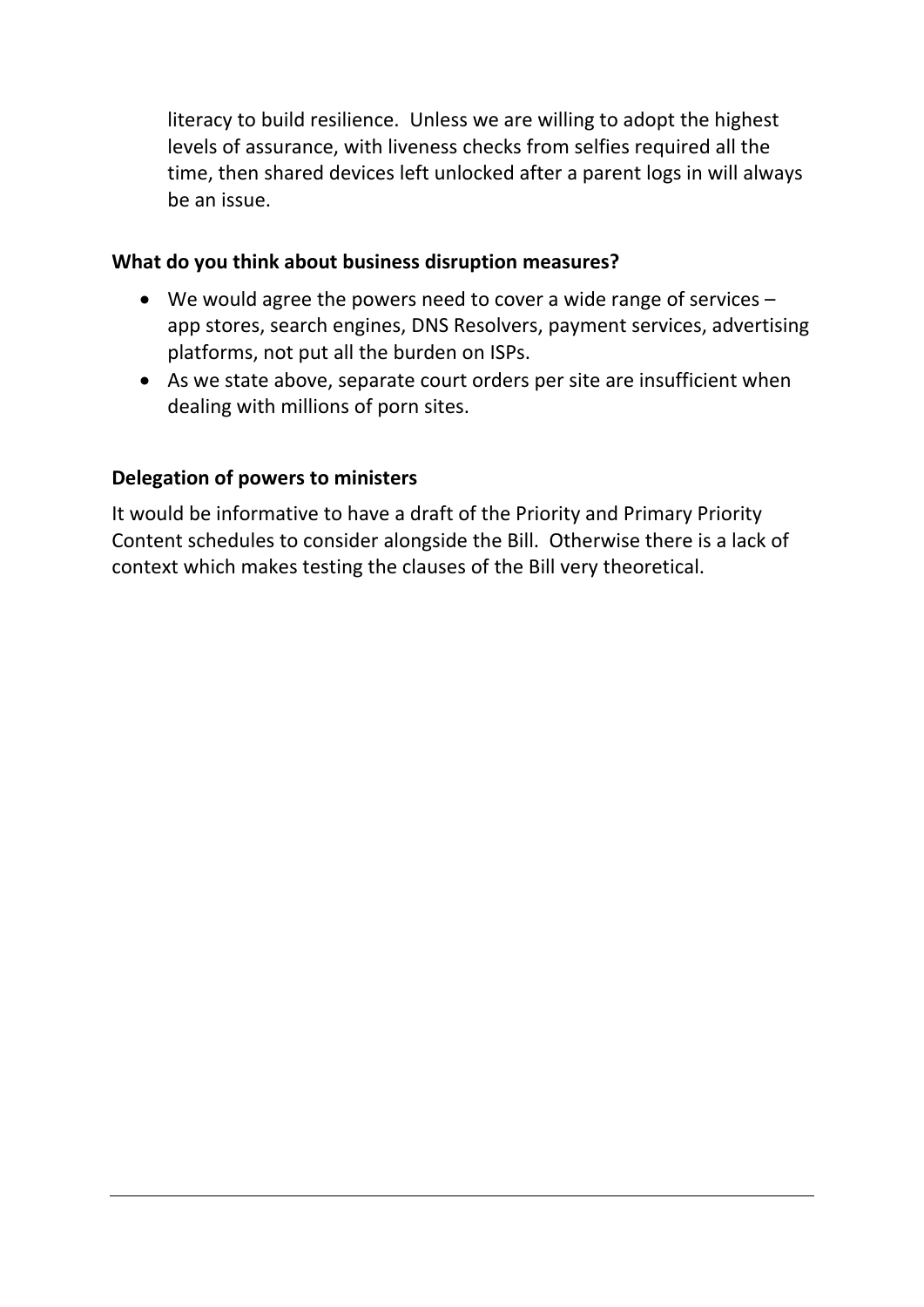literacy to build resilience. Unless we are willing to adopt the highest levels of assurance, with liveness checks from selfies required all the time, then shared devices left unlocked after a parent logs in will always be an issue.

**What do you think about business disruption measures?**

- We would agree the powers need to cover a wide range of services – app stores, search engines, DNS Resolvers, payment services, advertising platforms, not put all the burden on ISPs.
- As we state above, separate court orders per site are insufficient when dealing with millions of porn sites.

**Delegation of powers to ministers**

It would be informative to have a draft of the Priority and Primary Priority Content schedules to consider alongside the Bill. Otherwise there is a lack of context which makes testing the clauses of the Bill very theoretical.